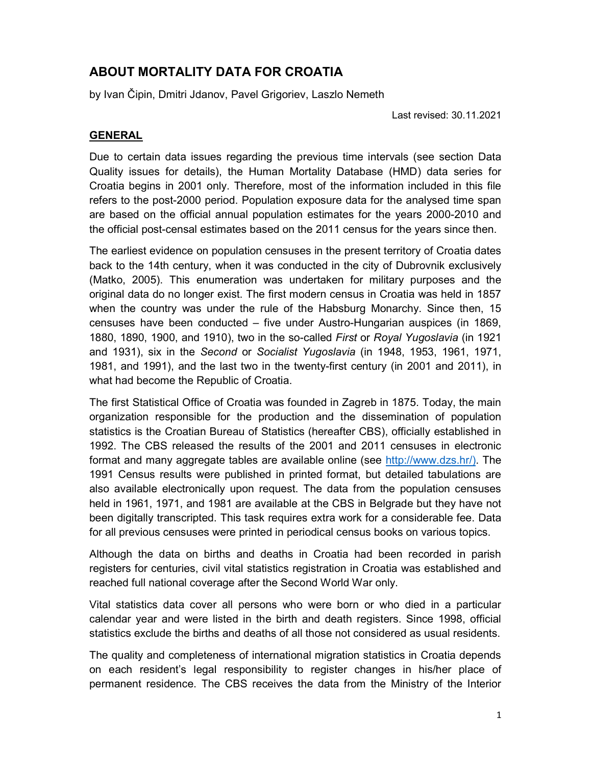# ABOUT MORTALITY DATA FOR CROATIA

by Ivan Čipin, Dmitri Jdanov, Pavel Grigoriev, Laszlo Nemeth

Last revised: 30.11.2021

## GENERAL

Due to certain data issues regarding the previous time intervals (see section Data Quality issues for details), the Human Mortality Database (HMD) data series for Croatia begins in 2001 only. Therefore, most of the information included in this file refers to the post-2000 period. Population exposure data for the analysed time span are based on the official annual population estimates for the years 2000-2010 and the official post-censal estimates based on the 2011 census for the years since then.

The earliest evidence on population censuses in the present territory of Croatia dates back to the 14th century, when it was conducted in the city of Dubrovnik exclusively (Matko, 2005). This enumeration was undertaken for military purposes and the original data do no longer exist. The first modern census in Croatia was held in 1857 when the country was under the rule of the Habsburg Monarchy. Since then, 15 censuses have been conducted – five under Austro-Hungarian auspices (in 1869, 1880, 1890, 1900, and 1910), two in the so-called *First* or *Royal Yugoslavia* (in 1921 and 1931), six in the *Second* or *Socialist Yugoslavia* (in 1948, 1953, 1961, 1971, 1981, and 1991), and the last two in the twenty-first century (in 2001 and 2011), in what had become the Republic of Croatia.

The first Statistical Office of Croatia was founded in Zagreb in 1875. Today, the main organization responsible for the production and the dissemination of population statistics is the Croatian Bureau of Statistics (hereafter CBS), officially established in 1992. The CBS released the results of the 2001 and 2011 censuses in electronic format and many aggregate tables are available online (see [http://www.dzs.hr/)](http://www.dzs.hr/). The 1991 Census results were published in printed format, but detailed tabulations are also available electronically upon request. The data from the population censuses held in 1961, 1971, and 1981 are available at the CBS in Belgrade but they have not been digitally transcripted. This task requires extra work for a considerable fee. Data for all previous censuses were printed in periodical census books on various topics.

Although the data on births and deaths in Croatia had been recorded in parish registers for centuries, civil vital statistics registration in Croatia was established and reached full national coverage after the Second World War only.

Vital statistics data cover all persons who were born or who died in a particular calendar year and were listed in the birth and death registers. Since 1998, official statistics exclude the births and deaths of all those not considered as usual residents.

The quality and completeness of international migration statistics in Croatia depends on each resident's legal responsibility to register changes in his/her place of permanent residence. The CBS receives the data from the Ministry of the Interior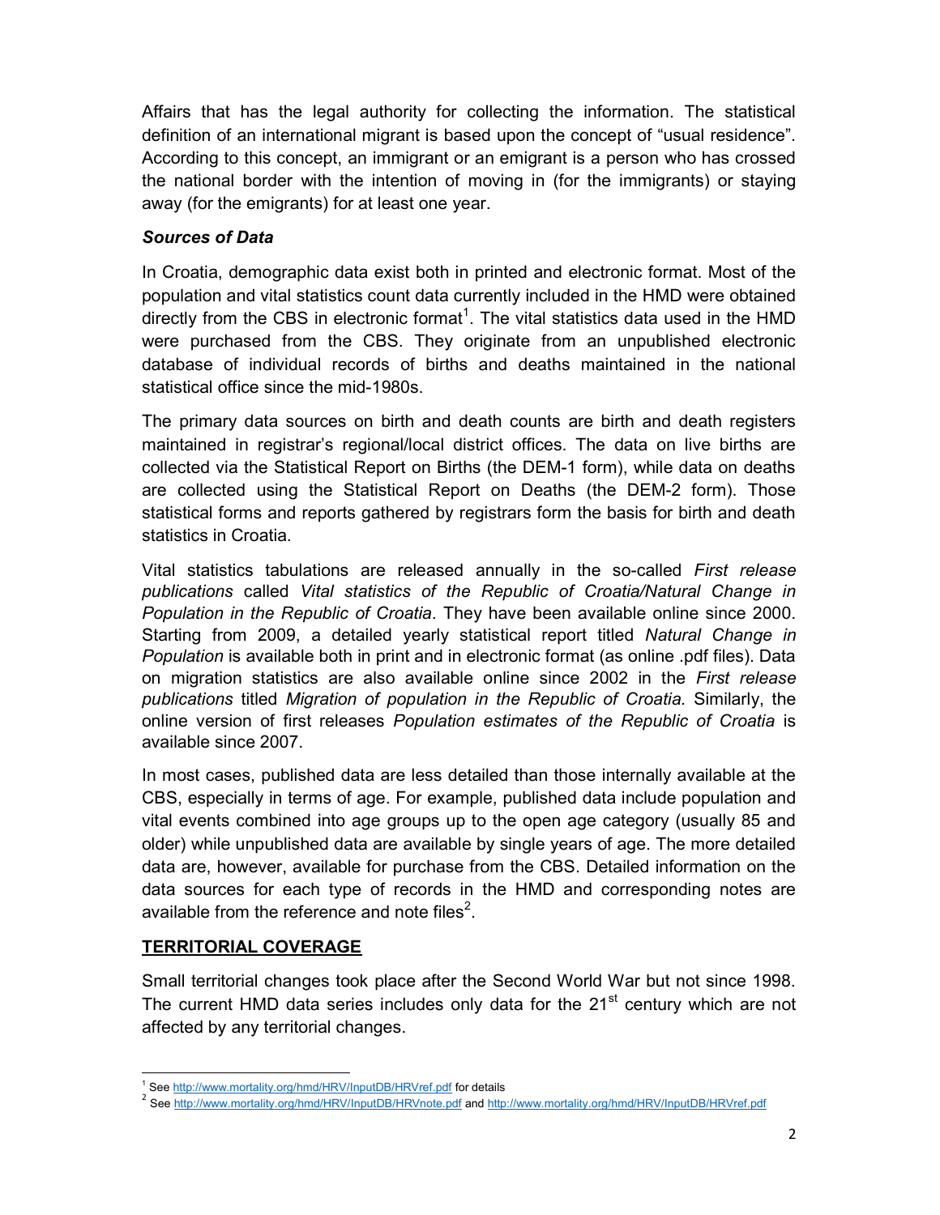Affairs that has the legal authority for collecting the information. The statistical definition of an international migrant is based upon the concept of "usual residence". According to this concept, an immigrant or an emigrant is a person who has crossed the national border with the intention of moving in (for the immigrants) or staying away (for the emigrants) for at least one year.

***Sources of Data***

In Croatia, demographic data exist both in printed and electronic format. Most of the population and vital statistics count data currently included in the HMD were obtained directly from the CBS in electronic format[1]. The vital statistics data used in the HMD were purchased from the CBS. They originate from an unpublished electronic database of individual records of births and deaths maintained in the national statistical office since the mid-1980s.

The primary data sources on birth and death counts are birth and death registers maintained in registrar's regional/local district offices. The data on live births are collected via the Statistical Report on Births (the DEM-1 form), while data on deaths are collected using the Statistical Report on Deaths (the DEM-2 form). Those statistical forms and reports gathered by registrars form the basis for birth and death statistics in Croatia.

Vital statistics tabulations are released annually in the so-called *First release publications* called *Vital statistics of the Republic of Croatia/Natural Change in Population in the Republic of Croatia*. They have been available online since 2000. Starting from 2009, a detailed yearly statistical report titled *Natural Change in Population* is available both in print and in electronic format (as online .pdf files). Data on migration statistics are also available online since 2002 in the *First release publications* titled *Migration of population in the Republic of Croatia.* Similarly, the online version of first releases *Population estimates of the Republic of Croatia* is available since 2007.

In most cases, published data are less detailed than those internally available at the CBS, especially in terms of age. For example, published data include population and vital events combined into age groups up to the open age category (usually 85 and older) while unpublished data are available by single years of age. The more detailed data are, however, available for purchase from the CBS. Detailed information on the data sources for each type of records in the HMD and corresponding notes are available from the reference and note files[2].

## TERRITORIAL COVERAGE

Small territorial changes took place after the Second World War but not since 1998. The current HMD data series includes only data for the 21st century which are not affected by any territorial changes.

---

[1] See http://www.mortality.org/hmd/HRV/InputDB/HRVref.pdf for details

[2] See http://www.mortality.org/hmd/HRV/InputDB/HRVnote.pdf and http://www.mortality.org/hmd/HRV/InputDB/HRVref.pdf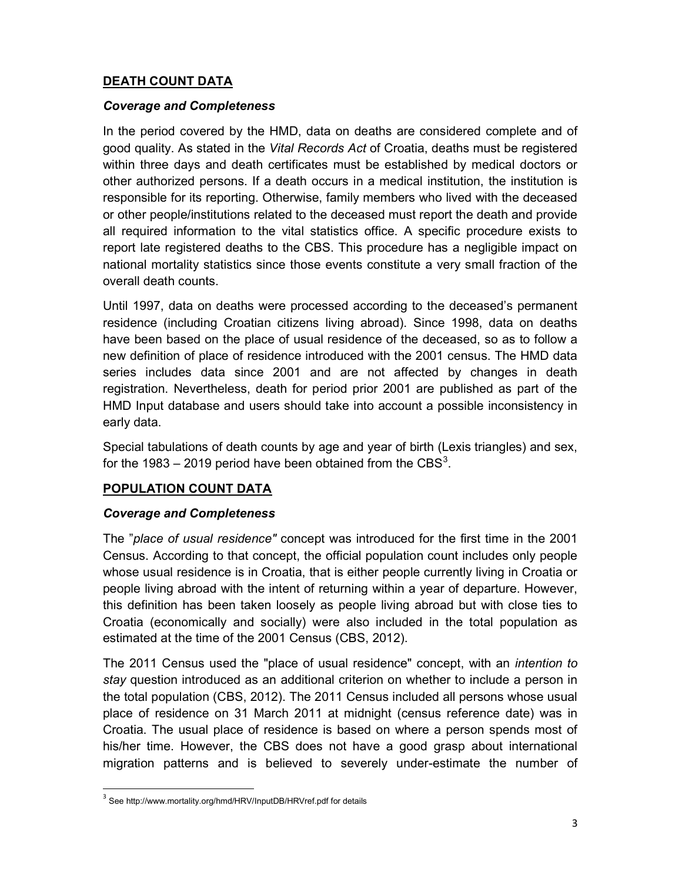## DEATH COUNT DATA

### *Coverage and Completeness*

In the period covered by the HMD, data on deaths are considered complete and of good quality. As stated in the *Vital Records Act* of Croatia, deaths must be registered within three days and death certificates must be established by medical doctors or other authorized persons. If a death occurs in a medical institution, the institution is responsible for its reporting. Otherwise, family members who lived with the deceased or other people/institutions related to the deceased must report the death and provide all required information to the vital statistics office. A specific procedure exists to report late registered deaths to the CBS. This procedure has a negligible impact on national mortality statistics since those events constitute a very small fraction of the overall death counts.

Until 1997, data on deaths were processed according to the deceased's permanent residence (including Croatian citizens living abroad). Since 1998, data on deaths have been based on the place of usual residence of the deceased, so as to follow a new definition of place of residence introduced with the 2001 census. The HMD data series includes data since 2001 and are not affected by changes in death registration. Nevertheless, death for period prior 2001 are published as part of the HMD Input database and users should take into account a possible inconsistency in early data.

Special tabulations of death counts by age and year of birth (Lexis triangles) and sex, for the 1983 – 2019 period have been obtained from the CBS[3].

## POPULATION COUNT DATA

### *Coverage and Completeness*

The "*place of usual residence"* concept was introduced for the first time in the 2001 Census. According to that concept, the official population count includes only people whose usual residence is in Croatia, that is either people currently living in Croatia or people living abroad with the intent of returning within a year of departure. However, this definition has been taken loosely as people living abroad but with close ties to Croatia (economically and socially) were also included in the total population as estimated at the time of the 2001 Census (CBS, 2012).

The 2011 Census used the "place of usual residence" concept, with an *intention to stay* question introduced as an additional criterion on whether to include a person in the total population (CBS, 2012). The 2011 Census included all persons whose usual place of residence on 31 March 2011 at midnight (census reference date) was in Croatia. The usual place of residence is based on where a person spends most of his/her time. However, the CBS does not have a good grasp about international migration patterns and is believed to severely under-estimate the number of

---

[3] See http://www.mortality.org/hmd/HRV/InputDB/HRVref.pdf for details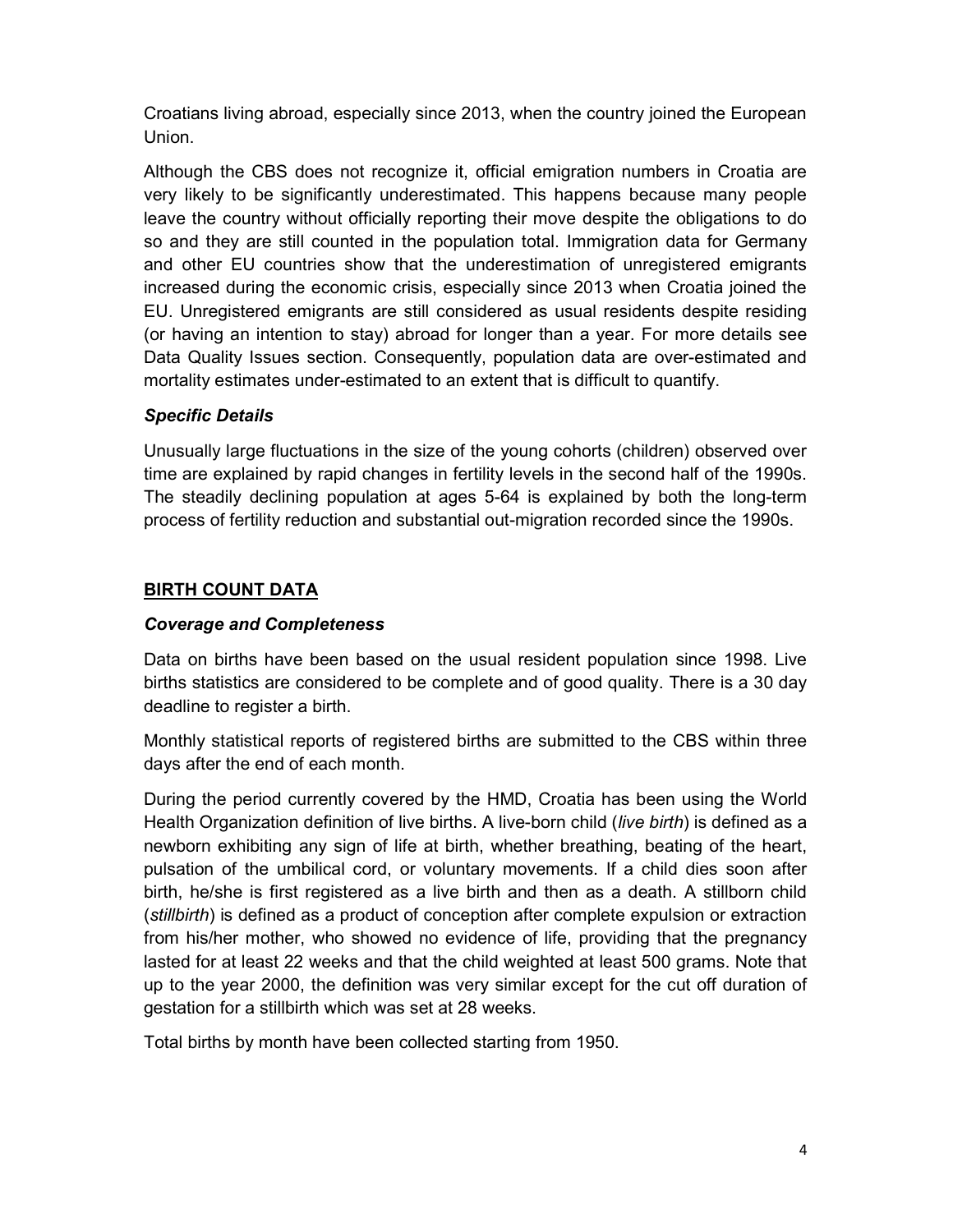Croatians living abroad, especially since 2013, when the country joined the European Union.

Although the CBS does not recognize it, official emigration numbers in Croatia are very likely to be significantly underestimated. This happens because many people leave the country without officially reporting their move despite the obligations to do so and they are still counted in the population total. Immigration data for Germany and other EU countries show that the underestimation of unregistered emigrants increased during the economic crisis, especially since 2013 when Croatia joined the EU. Unregistered emigrants are still considered as usual residents despite residing (or having an intention to stay) abroad for longer than a year. For more details see Data Quality Issues section. Consequently, population data are over-estimated and mortality estimates under-estimated to an extent that is difficult to quantify.

### *Specific Details*

Unusually large fluctuations in the size of the young cohorts (children) observed over time are explained by rapid changes in fertility levels in the second half of the 1990s. The steadily declining population at ages 5-64 is explained by both the long-term process of fertility reduction and substantial out-migration recorded since the 1990s.

## BIRTH COUNT DATA

### *Coverage and Completeness*

Data on births have been based on the usual resident population since 1998. Live births statistics are considered to be complete and of good quality. There is a 30 day deadline to register a birth.

Monthly statistical reports of registered births are submitted to the CBS within three days after the end of each month.

During the period currently covered by the HMD, Croatia has been using the World Health Organization definition of live births. A live-born child (*live birth*) is defined as a newborn exhibiting any sign of life at birth, whether breathing, beating of the heart, pulsation of the umbilical cord, or voluntary movements. If a child dies soon after birth, he/she is first registered as a live birth and then as a death. A stillborn child (*stillbirth*) is defined as a product of conception after complete expulsion or extraction from his/her mother, who showed no evidence of life, providing that the pregnancy lasted for at least 22 weeks and that the child weighted at least 500 grams. Note that up to the year 2000, the definition was very similar except for the cut off duration of gestation for a stillbirth which was set at 28 weeks.

Total births by month have been collected starting from 1950.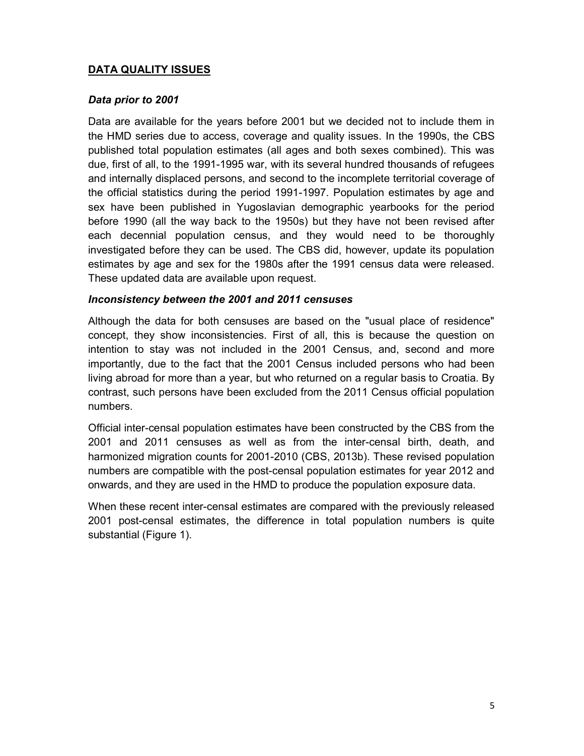## DATA QUALITY ISSUES

### *Data prior to 2001*

Data are available for the years before 2001 but we decided not to include them in the HMD series due to access, coverage and quality issues. In the 1990s, the CBS published total population estimates (all ages and both sexes combined). This was due, first of all, to the 1991-1995 war, with its several hundred thousands of refugees and internally displaced persons, and second to the incomplete territorial coverage of the official statistics during the period 1991-1997. Population estimates by age and sex have been published in Yugoslavian demographic yearbooks for the period before 1990 (all the way back to the 1950s) but they have not been revised after each decennial population census, and they would need to be thoroughly investigated before they can be used. The CBS did, however, update its population estimates by age and sex for the 1980s after the 1991 census data were released. These updated data are available upon request.

### *Inconsistency between the 2001 and 2011 censuses*

Although the data for both censuses are based on the "usual place of residence" concept, they show inconsistencies. First of all, this is because the question on intention to stay was not included in the 2001 Census, and, second and more importantly, due to the fact that the 2001 Census included persons who had been living abroad for more than a year, but who returned on a regular basis to Croatia. By contrast, such persons have been excluded from the 2011 Census official population numbers.

Official inter-censal population estimates have been constructed by the CBS from the 2001 and 2011 censuses as well as from the inter-censal birth, death, and harmonized migration counts for 2001-2010 (CBS, 2013b). These revised population numbers are compatible with the post-censal population estimates for year 2012 and onwards, and they are used in the HMD to produce the population exposure data.

When these recent inter-censal estimates are compared with the previously released 2001 post-censal estimates, the difference in total population numbers is quite substantial (Figure 1).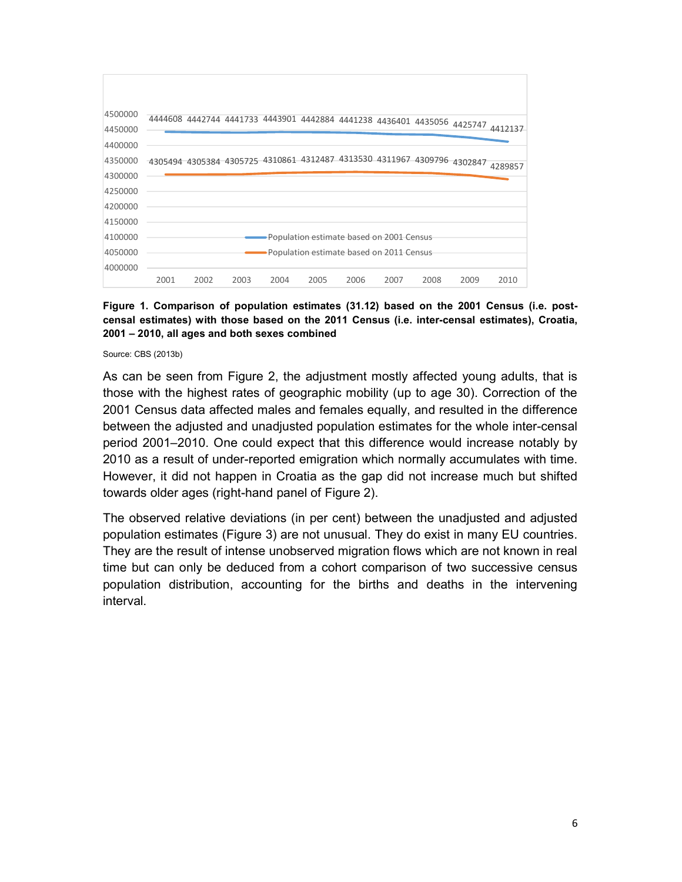| | 2001 | 2002 | 2003 | 2004 | 2005 | 2006 | 2007 | 2008 | 2009 | 2010 |
|---|---|---|---|---|---|---|---|---|---|---|
| Population estimate based on 2001 Census | 4444608 | 4442744 | 4441733 | 4443901 | 4442884 | 4441238 | 4436401 | 4435056 | 4425747 | 4412137 |
| Population estimate based on 2011 Census | 4305494 | 4305384 | 4305725 | 4310861 | 4312487 | 4313530 | 4311967 | 4309796 | 4302847 | 4289857 |

**Figure 1. Comparison of population estimates (31.12) based on the 2001 Census (i.e. post-censal estimates) with those based on the 2011 Census (i.e. inter-censal estimates), Croatia, 2001 – 2010, all ages and both sexes combined**

Source: CBS (2013b)

As can be seen from Figure 2, the adjustment mostly affected young adults, that is those with the highest rates of geographic mobility (up to age 30). Correction of the 2001 Census data affected males and females equally, and resulted in the difference between the adjusted and unadjusted population estimates for the whole inter-censal period 2001–2010. One could expect that this difference would increase notably by 2010 as a result of under-reported emigration which normally accumulates with time. However, it did not happen in Croatia as the gap did not increase much but shifted towards older ages (right-hand panel of Figure 2).

The observed relative deviations (in per cent) between the unadjusted and adjusted population estimates (Figure 3) are not unusual. They do exist in many EU countries. They are the result of intense unobserved migration flows which are not known in real time but can only be deduced from a cohort comparison of two successive census population distribution, accounting for the births and deaths in the intervening interval.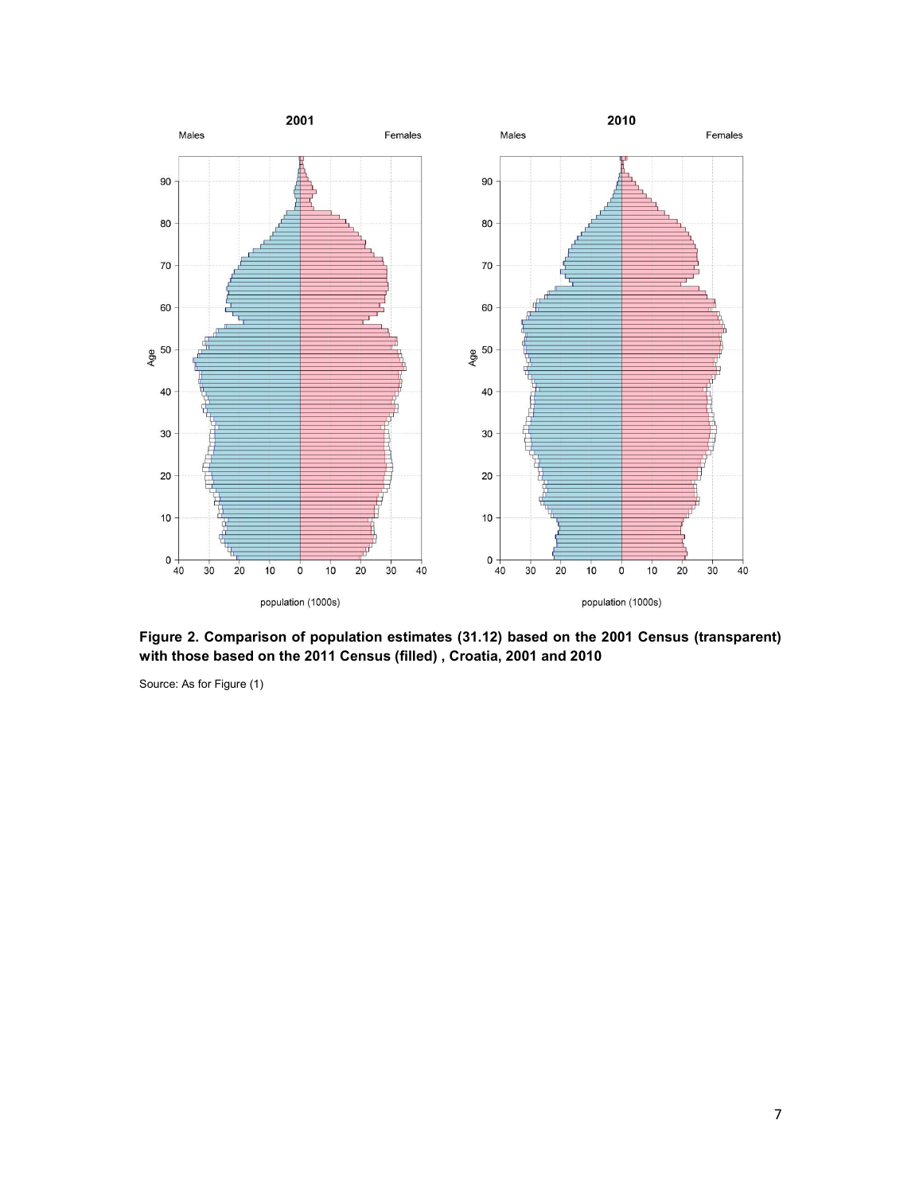**Figure 2. Comparison of population estimates (31.12) based on the 2001 Census (transparent) with those based on the 2011 Census (filled) , Croatia, 2001 and 2010**

Source: As for Figure (1)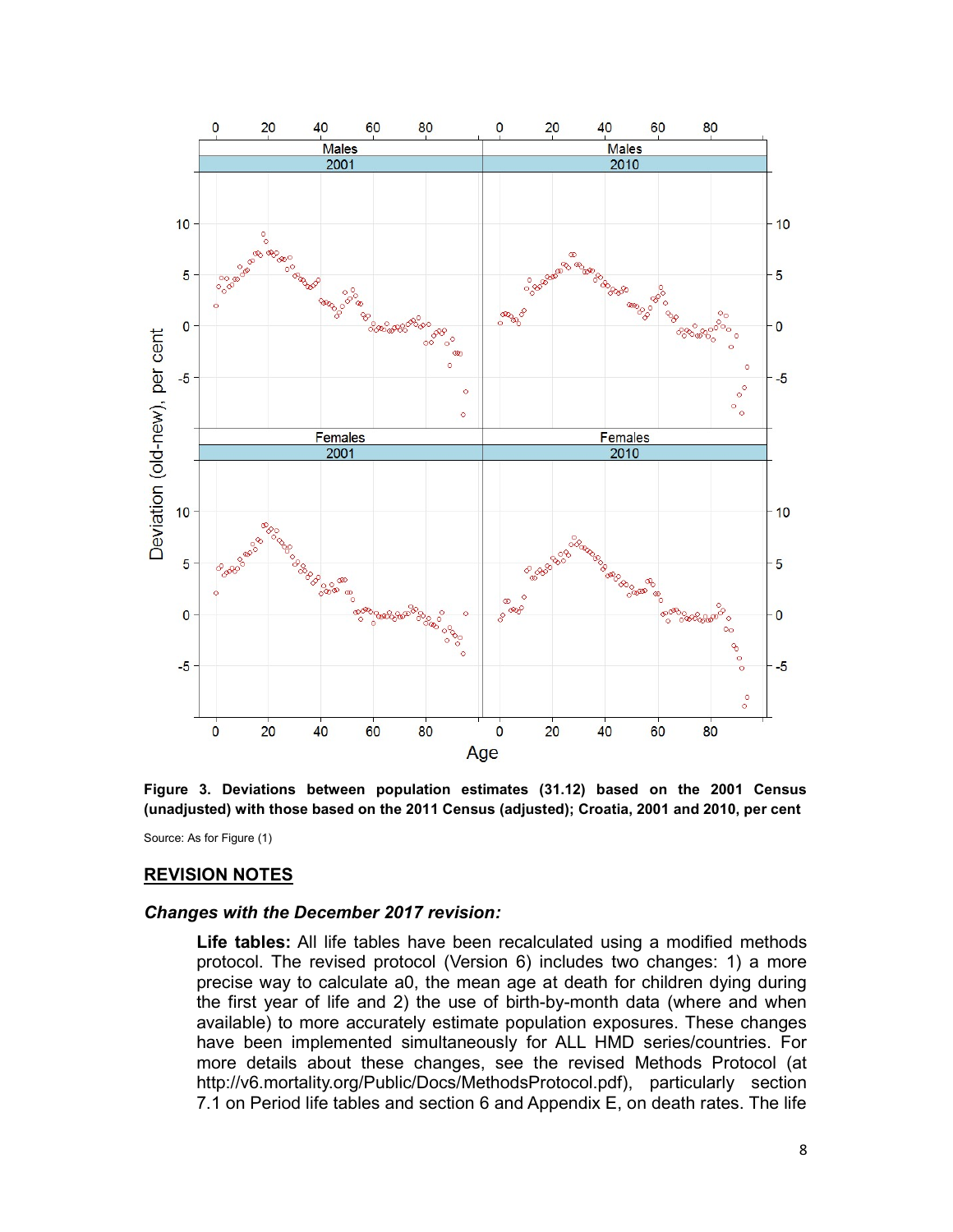**Figure 3. Deviations between population estimates (31.12) based on the 2001 Census (unadjusted) with those based on the 2011 Census (adjusted); Croatia, 2001 and 2010, per cent**

Source: As for Figure (1)

## REVISION NOTES

### *Changes with the December 2017 revision:*

**Life tables:** All life tables have been recalculated using a modified methods protocol. The revised protocol (Version 6) includes two changes: 1) a more precise way to calculate a0, the mean age at death for children dying during the first year of life and 2) the use of birth-by-month data (where and when available) to more accurately estimate population exposures. These changes have been implemented simultaneously for ALL HMD series/countries. For more details about these changes, see the revised Methods Protocol (at http://v6.mortality.org/Public/Docs/MethodsProtocol.pdf), particularly section 7.1 on Period life tables and section 6 and Appendix E, on death rates. The life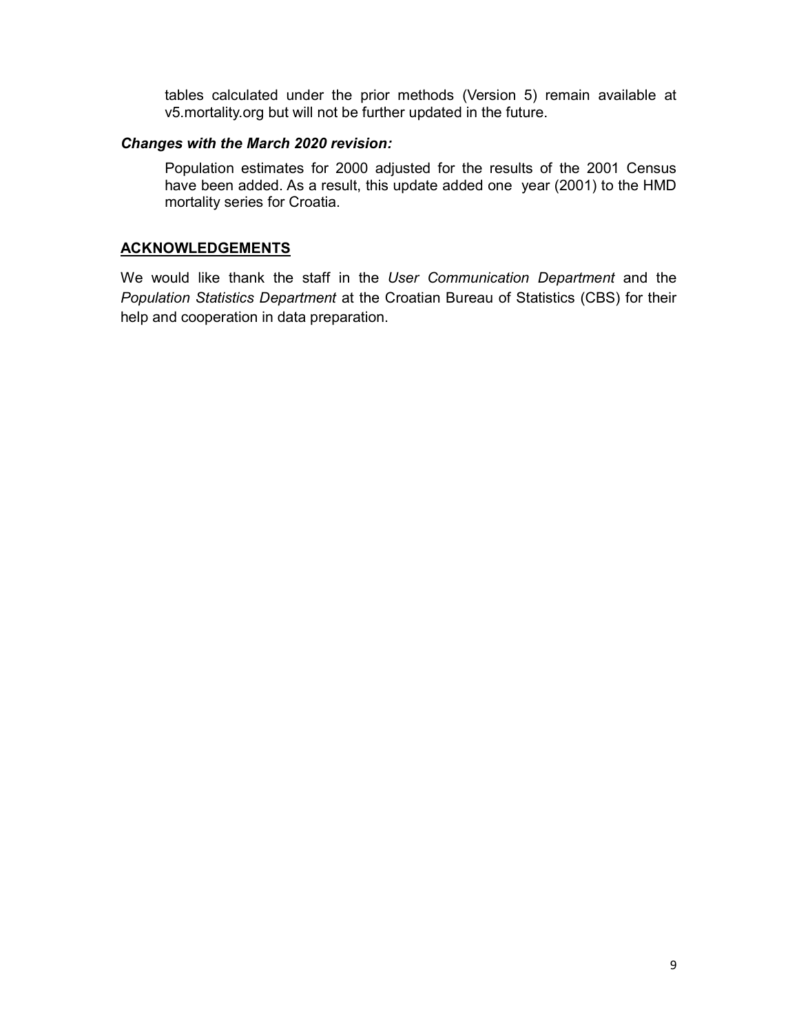tables calculated under the prior methods (Version 5) remain available at v5.mortality.org but will not be further updated in the future.

***Changes with the March 2020 revision:***

Population estimates for 2000 adjusted for the results of the 2001 Census have been added. As a result, this update added one year (2001) to the HMD mortality series for Croatia.

## ACKNOWLEDGEMENTS

We would like thank the staff in the *User Communication Department* and the *Population Statistics Department* at the Croatian Bureau of Statistics (CBS) for their help and cooperation in data preparation.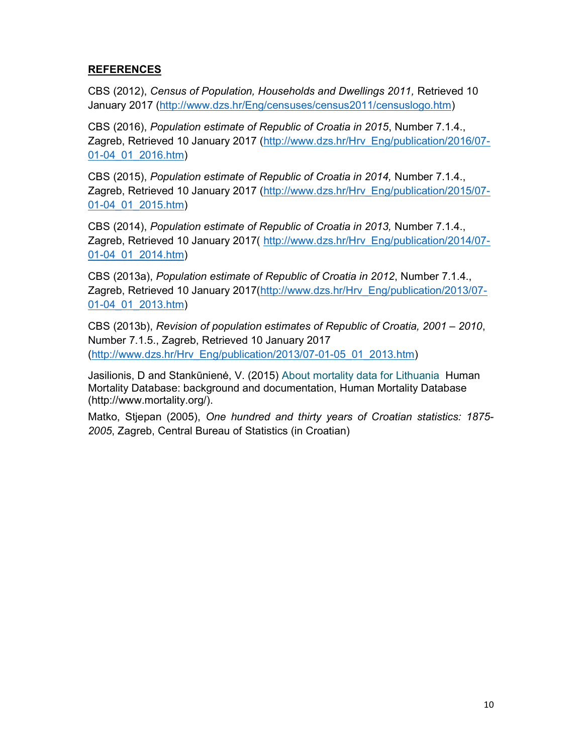## REFERENCES

CBS (2012), *Census of Population, Households and Dwellings 2011,* Retrieved 10 January 2017 (http://www.dzs.hr/Eng/censuses/census2011/censuslogo.htm)

CBS (2016), *Population estimate of Republic of Croatia in 2015*, Number 7.1.4., Zagreb, Retrieved 10 January 2017 (http://www.dzs.hr/Hrv_Eng/publication/2016/07-01-04_01_2016.htm)

CBS (2015), *Population estimate of Republic of Croatia in 2014,* Number 7.1.4., Zagreb, Retrieved 10 January 2017 (http://www.dzs.hr/Hrv_Eng/publication/2015/07-01-04_01_2015.htm)

CBS (2014), *Population estimate of Republic of Croatia in 2013,* Number 7.1.4., Zagreb, Retrieved 10 January 2017( http://www.dzs.hr/Hrv_Eng/publication/2014/07-01-04_01_2014.htm)

CBS (2013a), *Population estimate of Republic of Croatia in 2012*, Number 7.1.4., Zagreb, Retrieved 10 January 2017(http://www.dzs.hr/Hrv_Eng/publication/2013/07-01-04_01_2013.htm)

CBS (2013b), *Revision of population estimates of Republic of Croatia, 2001 – 2010*, Number 7.1.5., Zagreb, Retrieved 10 January 2017 (http://www.dzs.hr/Hrv_Eng/publication/2013/07-01-05_01_2013.htm)

Jasilionis, D and Stankūnienė, V. (2015) About mortality data for Lithuania Human Mortality Database: background and documentation, Human Mortality Database (http://www.mortality.org/).

Matko, Stjepan (2005), *One hundred and thirty years of Croatian statistics: 1875-2005*, Zagreb, Central Bureau of Statistics (in Croatian)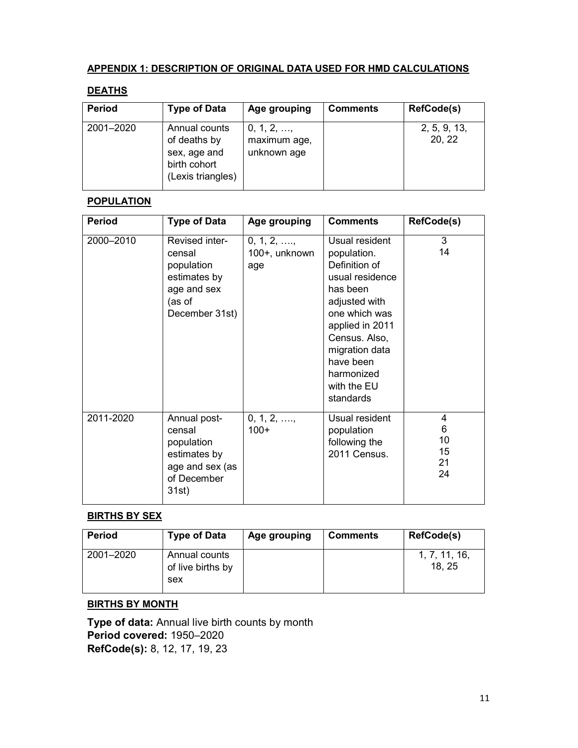## APPENDIX 1: DESCRIPTION OF ORIGINAL DATA USED FOR HMD CALCULATIONS

### DEATHS

| Period | Type of Data | Age grouping | Comments | RefCode(s) |
|---|---|---|---|---|
| 2001–2020 | Annual counts of deaths by sex, age and birth cohort (Lexis triangles) | 0, 1, 2, …, maximum age, unknown age | | 2, 5, 9, 13, 20, 22 |

### POPULATION

| Period | Type of Data | Age grouping | Comments | RefCode(s) |
|---|---|---|---|---|
| 2000–2010 | Revised inter-censal population estimates by age and sex (as of December 31st) | 0, 1, 2, …., 100+, unknown age | Usual resident population. Definition of usual residence has been adjusted with one which was applied in 2011 Census. Also, migration data have been harmonized with the EU standards | 3<br>14 |
| 2011-2020 | Annual post-censal population estimates by age and sex (as of December 31st) | 0, 1, 2, …., 100+ | Usual resident population following the 2011 Census. | 4<br>6<br>10<br>15<br>21<br>24 |

### BIRTHS BY SEX

| Period | Type of Data | Age grouping | Comments | RefCode(s) |
|---|---|---|---|---|
| 2001–2020 | Annual counts of live births by sex | | | 1, 7, 11, 16, 18, 25 |

### BIRTHS BY MONTH

**Type of data:** Annual live birth counts by month  
**Period covered:** 1950–2020  
**RefCode(s):** 8, 12, 17, 19, 23